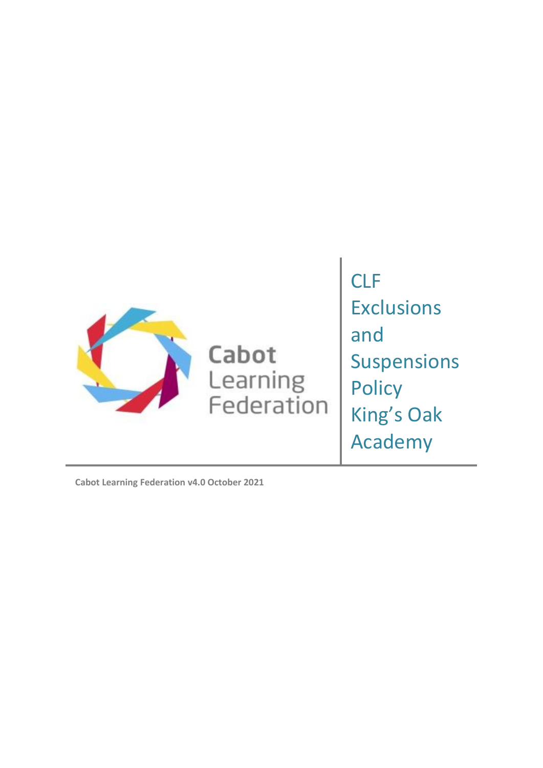Cabot Learning Federation

# CLF Exclusions and Suspensions Policy King's Oak Academy

**Cabot Learning Federation v4.0 October 2021**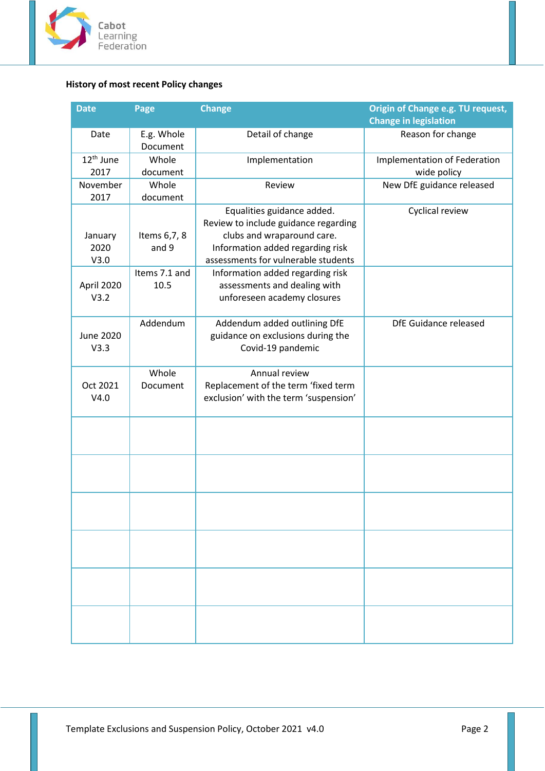**History of most recent Policy changes**

| Date | Page | Change | Origin of Change e.g. TU request, Change in legislation |
|---|---|---|---|
| Date | E.g. Whole Document | Detail of change | Reason for change |
| 12th June 2017 | Whole document | Implementation | Implementation of Federation wide policy |
| November 2017 | Whole document | Review | New DfE guidance released |
| January 2020 V3.0 | Items 6,7, 8 and 9 | Equalities guidance added. Review to include guidance regarding clubs and wraparound care. Information added regarding risk assessments for vulnerable students | Cyclical review |
| April 2020 V3.2 | Items 7.1 and 10.5 | Information added regarding risk assessments and dealing with unforeseen academy closures | |
| June 2020 V3.3 | Addendum | Addendum added outlining DfE guidance on exclusions during the Covid-19 pandemic | DfE Guidance released |
| Oct 2021 V4.0 | Whole Document | Annual review Replacement of the term 'fixed term exclusion' with the term 'suspension' | |
| | | | |
| | | | |
| | | | |
| | | | |
| | | | |
| | | | |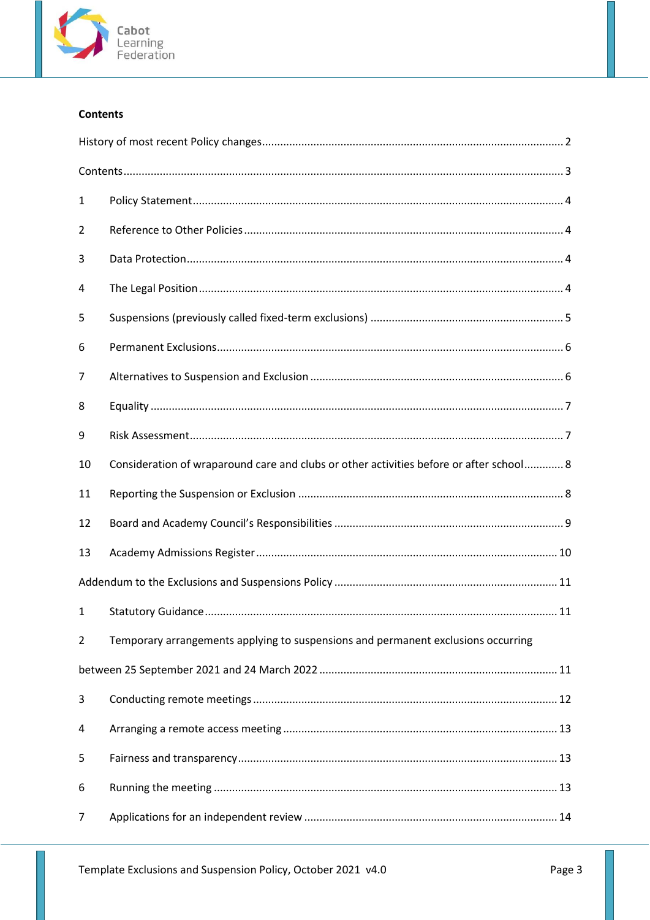**Contents**

History of most recent Policy changes .................................................................................................. 2

Contents .................................................................................................................................................. 3

1 Policy Statement ................................................................................................................................ 4

2 Reference to Other Policies ............................................................................................................... 4

3 Data Protection .................................................................................................................................. 4

4 The Legal Position .............................................................................................................................. 4

5 Suspensions (previously called fixed-term exclusions) ..................................................................... 5

6 Permanent Exclusions ........................................................................................................................ 6

7 Alternatives to Suspension and Exclusion ......................................................................................... 6

8 Equality .............................................................................................................................................. 7

9 Risk Assessment ................................................................................................................................. 7

10 Consideration of wraparound care and clubs or other activities before or after school ............ 8

11 Reporting the Suspension or Exclusion ........................................................................................... 8

12 Board and Academy Council's Responsibilities ............................................................................... 9

13 Academy Admissions Register ........................................................................................................ 10

Addendum to the Exclusions and Suspensions Policy ......................................................................... 11

1 Statutory Guidance ........................................................................................................................... 11

2 Temporary arrangements applying to suspensions and permanent exclusions occurring

between 25 September 2021 and 24 March 2022 .............................................................................. 11

3 Conducting remote meetings ............................................................................................................ 12

4 Arranging a remote access meeting ................................................................................................. 13

5 Fairness and transparency ................................................................................................................ 13

6 Running the meeting ......................................................................................................................... 13

7 Applications for an independent review .......................................................................................... 14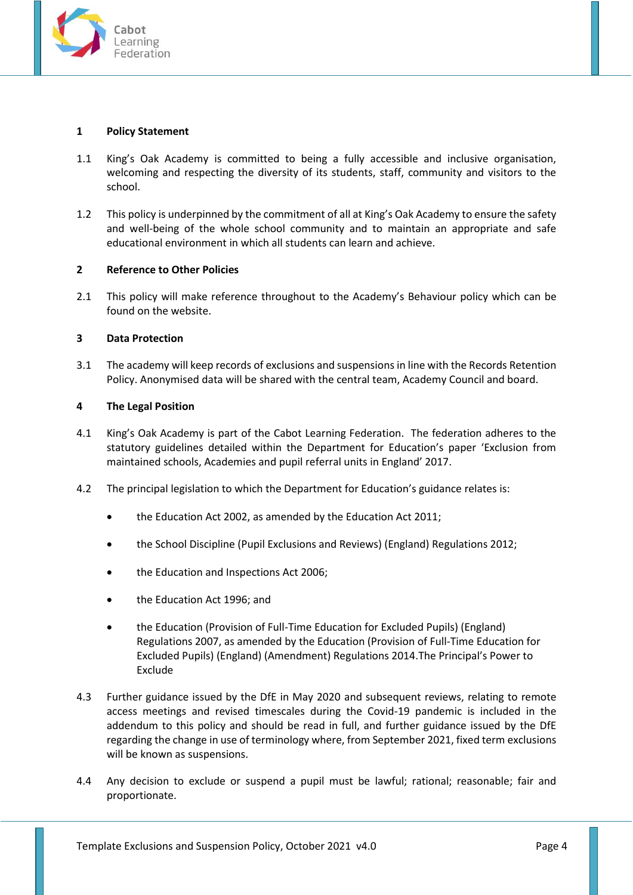## 1 Policy Statement

1.1 King's Oak Academy is committed to being a fully accessible and inclusive organisation, welcoming and respecting the diversity of its students, staff, community and visitors to the school.

1.2 This policy is underpinned by the commitment of all at King's Oak Academy to ensure the safety and well-being of the whole school community and to maintain an appropriate and safe educational environment in which all students can learn and achieve.

## 2 Reference to Other Policies

2.1 This policy will make reference throughout to the Academy's Behaviour policy which can be found on the website.

## 3 Data Protection

3.1 The academy will keep records of exclusions and suspensions in line with the Records Retention Policy. Anonymised data will be shared with the central team, Academy Council and board.

## 4 The Legal Position

4.1 King's Oak Academy is part of the Cabot Learning Federation. The federation adheres to the statutory guidelines detailed within the Department for Education's paper 'Exclusion from maintained schools, Academies and pupil referral units in England' 2017.

4.2 The principal legislation to which the Department for Education's guidance relates is:

- the Education Act 2002, as amended by the Education Act 2011;
- the School Discipline (Pupil Exclusions and Reviews) (England) Regulations 2012;
- the Education and Inspections Act 2006;
- the Education Act 1996; and
- the Education (Provision of Full-Time Education for Excluded Pupils) (England) Regulations 2007, as amended by the Education (Provision of Full-Time Education for Excluded Pupils) (England) (Amendment) Regulations 2014.The Principal's Power to Exclude

4.3 Further guidance issued by the DfE in May 2020 and subsequent reviews, relating to remote access meetings and revised timescales during the Covid-19 pandemic is included in the addendum to this policy and should be read in full, and further guidance issued by the DfE regarding the change in use of terminology where, from September 2021, fixed term exclusions will be known as suspensions.

4.4 Any decision to exclude or suspend a pupil must be lawful; rational; reasonable; fair and proportionate.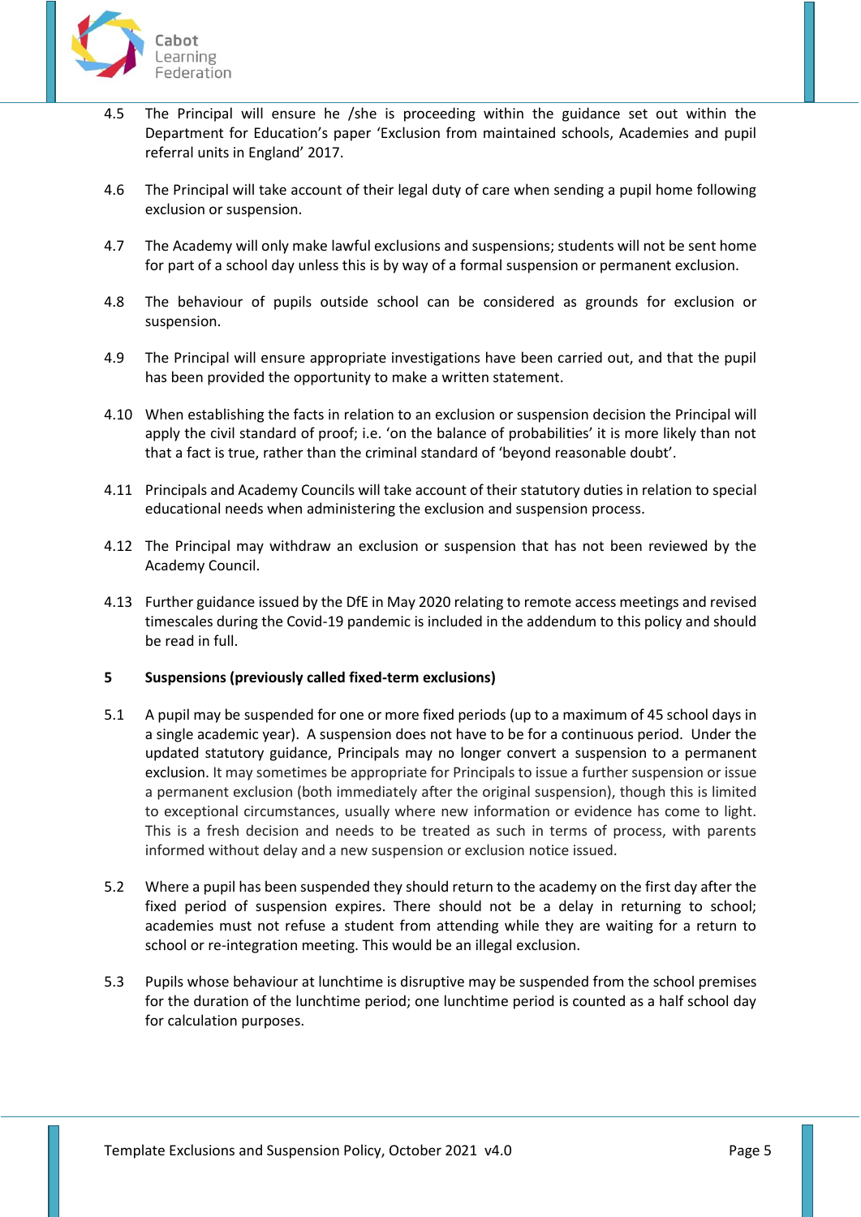4.5 The Principal will ensure he /she is proceeding within the guidance set out within the Department for Education's paper 'Exclusion from maintained schools, Academies and pupil referral units in England' 2017.

4.6 The Principal will take account of their legal duty of care when sending a pupil home following exclusion or suspension.

4.7 The Academy will only make lawful exclusions and suspensions; students will not be sent home for part of a school day unless this is by way of a formal suspension or permanent exclusion.

4.8 The behaviour of pupils outside school can be considered as grounds for exclusion or suspension.

4.9 The Principal will ensure appropriate investigations have been carried out, and that the pupil has been provided the opportunity to make a written statement.

4.10 When establishing the facts in relation to an exclusion or suspension decision the Principal will apply the civil standard of proof; i.e. 'on the balance of probabilities' it is more likely than not that a fact is true, rather than the criminal standard of 'beyond reasonable doubt'.

4.11 Principals and Academy Councils will take account of their statutory duties in relation to special educational needs when administering the exclusion and suspension process.

4.12 The Principal may withdraw an exclusion or suspension that has not been reviewed by the Academy Council.

4.13 Further guidance issued by the DfE in May 2020 relating to remote access meetings and revised timescales during the Covid-19 pandemic is included in the addendum to this policy and should be read in full.

## 5 Suspensions (previously called fixed-term exclusions)

5.1 A pupil may be suspended for one or more fixed periods (up to a maximum of 45 school days in a single academic year). A suspension does not have to be for a continuous period. Under the updated statutory guidance, Principals may no longer convert a suspension to a permanent exclusion. It may sometimes be appropriate for Principals to issue a further suspension or issue a permanent exclusion (both immediately after the original suspension), though this is limited to exceptional circumstances, usually where new information or evidence has come to light. This is a fresh decision and needs to be treated as such in terms of process, with parents informed without delay and a new suspension or exclusion notice issued.

5.2 Where a pupil has been suspended they should return to the academy on the first day after the fixed period of suspension expires. There should not be a delay in returning to school; academies must not refuse a student from attending while they are waiting for a return to school or re-integration meeting. This would be an illegal exclusion.

5.3 Pupils whose behaviour at lunchtime is disruptive may be suspended from the school premises for the duration of the lunchtime period; one lunchtime period is counted as a half school day for calculation purposes.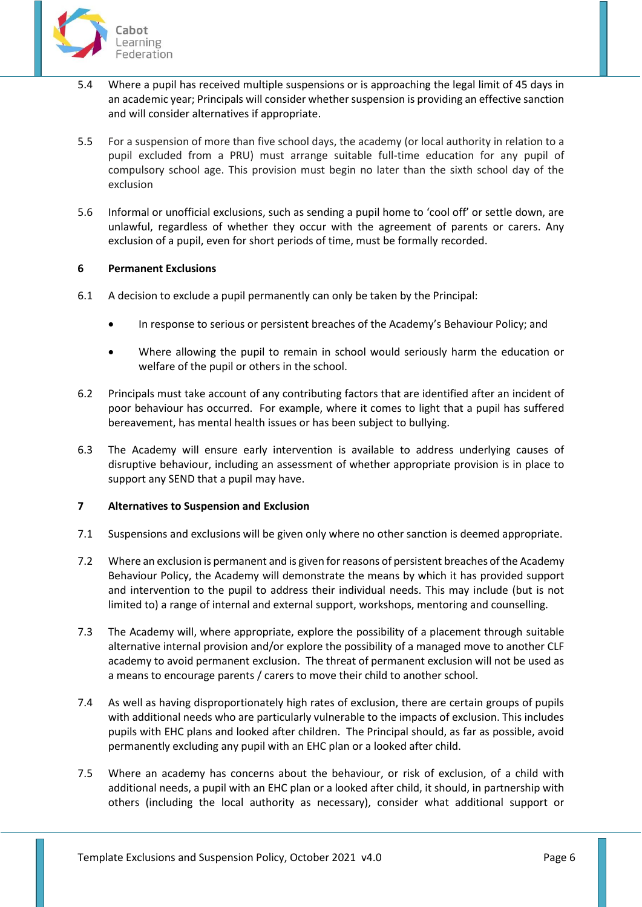5.4 Where a pupil has received multiple suspensions or is approaching the legal limit of 45 days in an academic year; Principals will consider whether suspension is providing an effective sanction and will consider alternatives if appropriate.

5.5 For a suspension of more than five school days, the academy (or local authority in relation to a pupil excluded from a PRU) must arrange suitable full-time education for any pupil of compulsory school age. This provision must begin no later than the sixth school day of the exclusion

5.6 Informal or unofficial exclusions, such as sending a pupil home to 'cool off' or settle down, are unlawful, regardless of whether they occur with the agreement of parents or carers. Any exclusion of a pupil, even for short periods of time, must be formally recorded.

## 6 Permanent Exclusions

6.1 A decision to exclude a pupil permanently can only be taken by the Principal:

- In response to serious or persistent breaches of the Academy's Behaviour Policy; and
- Where allowing the pupil to remain in school would seriously harm the education or welfare of the pupil or others in the school.

6.2 Principals must take account of any contributing factors that are identified after an incident of poor behaviour has occurred. For example, where it comes to light that a pupil has suffered bereavement, has mental health issues or has been subject to bullying.

6.3 The Academy will ensure early intervention is available to address underlying causes of disruptive behaviour, including an assessment of whether appropriate provision is in place to support any SEND that a pupil may have.

## 7 Alternatives to Suspension and Exclusion

7.1 Suspensions and exclusions will be given only where no other sanction is deemed appropriate.

7.2 Where an exclusion is permanent and is given for reasons of persistent breaches of the Academy Behaviour Policy, the Academy will demonstrate the means by which it has provided support and intervention to the pupil to address their individual needs. This may include (but is not limited to) a range of internal and external support, workshops, mentoring and counselling.

7.3 The Academy will, where appropriate, explore the possibility of a placement through suitable alternative internal provision and/or explore the possibility of a managed move to another CLF academy to avoid permanent exclusion. The threat of permanent exclusion will not be used as a means to encourage parents / carers to move their child to another school.

7.4 As well as having disproportionately high rates of exclusion, there are certain groups of pupils with additional needs who are particularly vulnerable to the impacts of exclusion. This includes pupils with EHC plans and looked after children. The Principal should, as far as possible, avoid permanently excluding any pupil with an EHC plan or a looked after child.

7.5 Where an academy has concerns about the behaviour, or risk of exclusion, of a child with additional needs, a pupil with an EHC plan or a looked after child, it should, in partnership with others (including the local authority as necessary), consider what additional support or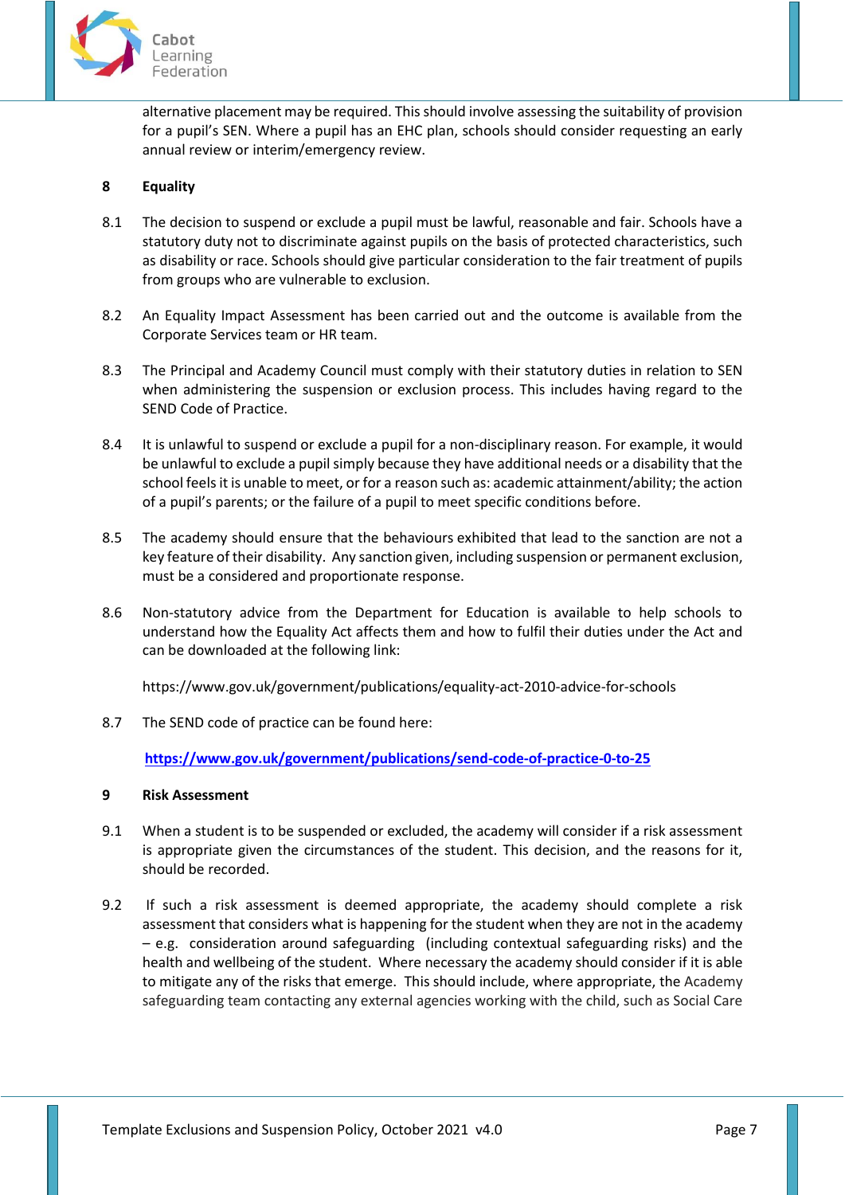alternative placement may be required. This should involve assessing the suitability of provision for a pupil's SEN. Where a pupil has an EHC plan, schools should consider requesting an early annual review or interim/emergency review.

## 8 Equality

8.1 The decision to suspend or exclude a pupil must be lawful, reasonable and fair. Schools have a statutory duty not to discriminate against pupils on the basis of protected characteristics, such as disability or race. Schools should give particular consideration to the fair treatment of pupils from groups who are vulnerable to exclusion.

8.2 An Equality Impact Assessment has been carried out and the outcome is available from the Corporate Services team or HR team.

8.3 The Principal and Academy Council must comply with their statutory duties in relation to SEN when administering the suspension or exclusion process. This includes having regard to the SEND Code of Practice.

8.4 It is unlawful to suspend or exclude a pupil for a non-disciplinary reason. For example, it would be unlawful to exclude a pupil simply because they have additional needs or a disability that the school feels it is unable to meet, or for a reason such as: academic attainment/ability; the action of a pupil's parents; or the failure of a pupil to meet specific conditions before.

8.5 The academy should ensure that the behaviours exhibited that lead to the sanction are not a key feature of their disability. Any sanction given, including suspension or permanent exclusion, must be a considered and proportionate response.

8.6 Non-statutory advice from the Department for Education is available to help schools to understand how the Equality Act affects them and how to fulfil their duties under the Act and can be downloaded at the following link:

https://www.gov.uk/government/publications/equality-act-2010-advice-for-schools

8.7 The SEND code of practice can be found here:

**https://www.gov.uk/government/publications/send-code-of-practice-0-to-25**

## 9 Risk Assessment

9.1 When a student is to be suspended or excluded, the academy will consider if a risk assessment is appropriate given the circumstances of the student. This decision, and the reasons for it, should be recorded.

9.2 If such a risk assessment is deemed appropriate, the academy should complete a risk assessment that considers what is happening for the student when they are not in the academy – e.g. consideration around safeguarding (including contextual safeguarding risks) and the health and wellbeing of the student. Where necessary the academy should consider if it is able to mitigate any of the risks that emerge. This should include, where appropriate, the Academy safeguarding team contacting any external agencies working with the child, such as Social Care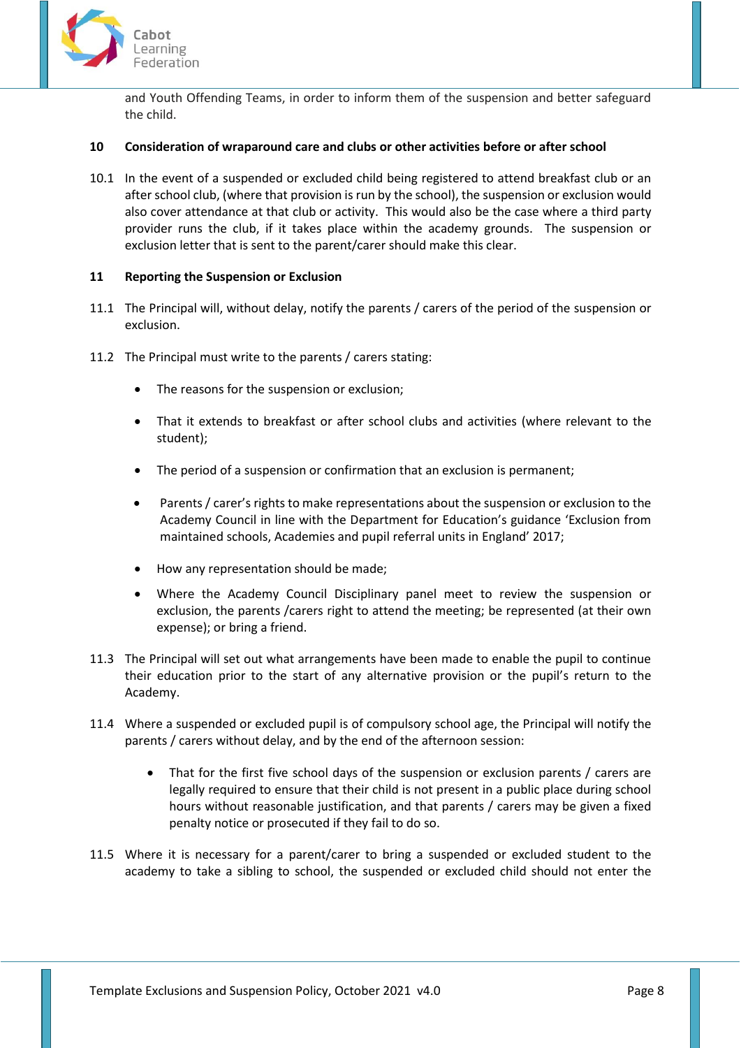and Youth Offending Teams, in order to inform them of the suspension and better safeguard the child.

## 10 Consideration of wraparound care and clubs or other activities before or after school

10.1 In the event of a suspended or excluded child being registered to attend breakfast club or an after school club, (where that provision is run by the school), the suspension or exclusion would also cover attendance at that club or activity. This would also be the case where a third party provider runs the club, if it takes place within the academy grounds. The suspension or exclusion letter that is sent to the parent/carer should make this clear.

## 11 Reporting the Suspension or Exclusion

11.1 The Principal will, without delay, notify the parents / carers of the period of the suspension or exclusion.

11.2 The Principal must write to the parents / carers stating:

- The reasons for the suspension or exclusion;
- That it extends to breakfast or after school clubs and activities (where relevant to the student);
- The period of a suspension or confirmation that an exclusion is permanent;
- Parents / carer's rights to make representations about the suspension or exclusion to the Academy Council in line with the Department for Education's guidance 'Exclusion from maintained schools, Academies and pupil referral units in England' 2017;
- How any representation should be made;
- Where the Academy Council Disciplinary panel meet to review the suspension or exclusion, the parents /carers right to attend the meeting; be represented (at their own expense); or bring a friend.

11.3 The Principal will set out what arrangements have been made to enable the pupil to continue their education prior to the start of any alternative provision or the pupil's return to the Academy.

11.4 Where a suspended or excluded pupil is of compulsory school age, the Principal will notify the parents / carers without delay, and by the end of the afternoon session:

- That for the first five school days of the suspension or exclusion parents / carers are legally required to ensure that their child is not present in a public place during school hours without reasonable justification, and that parents / carers may be given a fixed penalty notice or prosecuted if they fail to do so.

11.5 Where it is necessary for a parent/carer to bring a suspended or excluded student to the academy to take a sibling to school, the suspended or excluded child should not enter the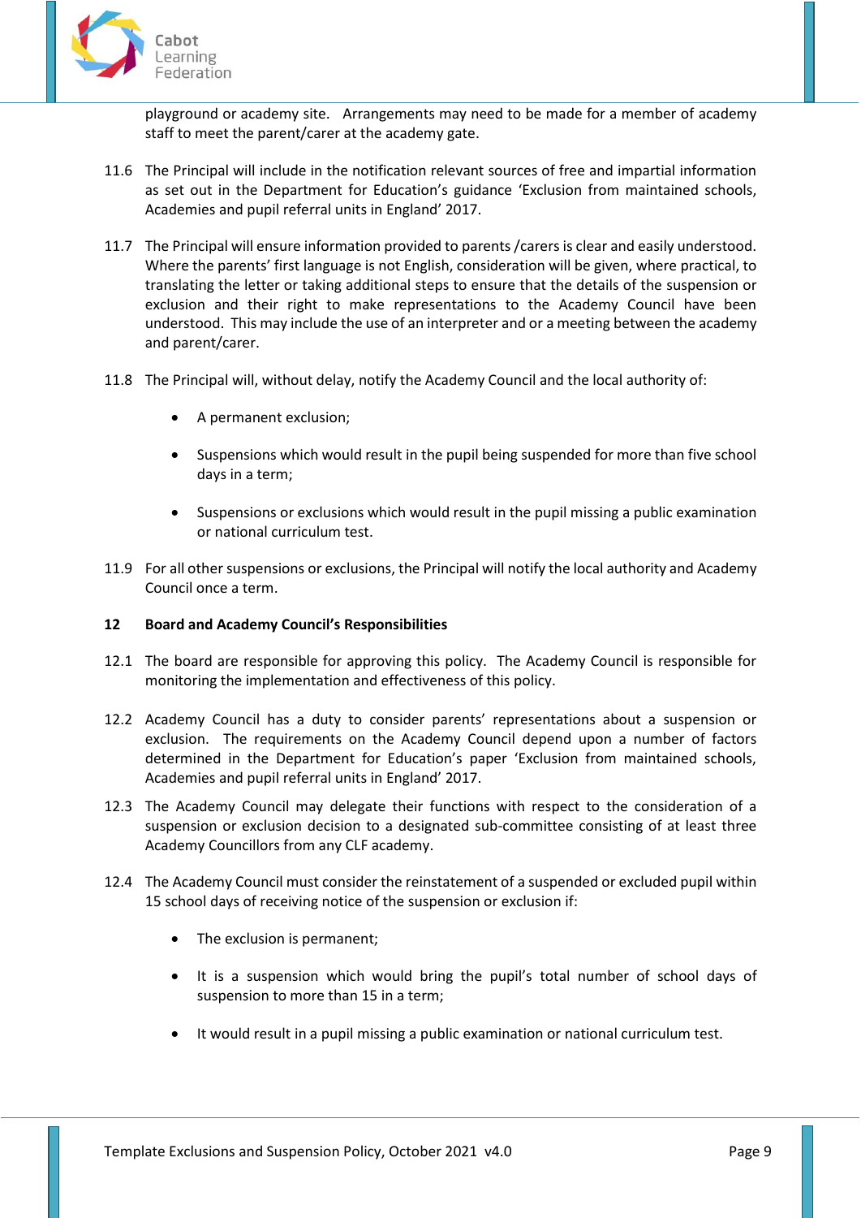playground or academy site. Arrangements may need to be made for a member of academy staff to meet the parent/carer at the academy gate.

11.6 The Principal will include in the notification relevant sources of free and impartial information as set out in the Department for Education's guidance 'Exclusion from maintained schools, Academies and pupil referral units in England' 2017.

11.7 The Principal will ensure information provided to parents /carers is clear and easily understood. Where the parents' first language is not English, consideration will be given, where practical, to translating the letter or taking additional steps to ensure that the details of the suspension or exclusion and their right to make representations to the Academy Council have been understood. This may include the use of an interpreter and or a meeting between the academy and parent/carer.

11.8 The Principal will, without delay, notify the Academy Council and the local authority of:

- A permanent exclusion;
- Suspensions which would result in the pupil being suspended for more than five school days in a term;
- Suspensions or exclusions which would result in the pupil missing a public examination or national curriculum test.

11.9 For all other suspensions or exclusions, the Principal will notify the local authority and Academy Council once a term.

## 12 Board and Academy Council's Responsibilities

12.1 The board are responsible for approving this policy. The Academy Council is responsible for monitoring the implementation and effectiveness of this policy.

12.2 Academy Council has a duty to consider parents' representations about a suspension or exclusion. The requirements on the Academy Council depend upon a number of factors determined in the Department for Education's paper 'Exclusion from maintained schools, Academies and pupil referral units in England' 2017.

12.3 The Academy Council may delegate their functions with respect to the consideration of a suspension or exclusion decision to a designated sub-committee consisting of at least three Academy Councillors from any CLF academy.

12.4 The Academy Council must consider the reinstatement of a suspended or excluded pupil within 15 school days of receiving notice of the suspension or exclusion if:

- The exclusion is permanent;
- It is a suspension which would bring the pupil's total number of school days of suspension to more than 15 in a term;
- It would result in a pupil missing a public examination or national curriculum test.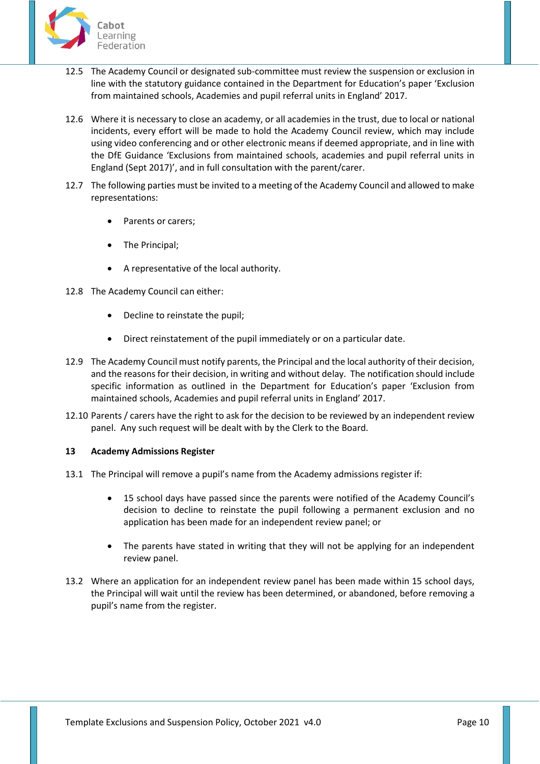12.5 The Academy Council or designated sub-committee must review the suspension or exclusion in line with the statutory guidance contained in the Department for Education's paper 'Exclusion from maintained schools, Academies and pupil referral units in England' 2017.

12.6 Where it is necessary to close an academy, or all academies in the trust, due to local or national incidents, every effort will be made to hold the Academy Council review, which may include using video conferencing and or other electronic means if deemed appropriate, and in line with the DfE Guidance 'Exclusions from maintained schools, academies and pupil referral units in England (Sept 2017)', and in full consultation with the parent/carer.

12.7 The following parties must be invited to a meeting of the Academy Council and allowed to make representations:

- Parents or carers;
- The Principal;
- A representative of the local authority.

12.8 The Academy Council can either:

- Decline to reinstate the pupil;
- Direct reinstatement of the pupil immediately or on a particular date.

12.9 The Academy Council must notify parents, the Principal and the local authority of their decision, and the reasons for their decision, in writing and without delay. The notification should include specific information as outlined in the Department for Education's paper 'Exclusion from maintained schools, Academies and pupil referral units in England' 2017.

12.10 Parents / carers have the right to ask for the decision to be reviewed by an independent review panel. Any such request will be dealt with by the Clerk to the Board.

## 13 Academy Admissions Register

13.1 The Principal will remove a pupil's name from the Academy admissions register if:

- 15 school days have passed since the parents were notified of the Academy Council's decision to decline to reinstate the pupil following a permanent exclusion and no application has been made for an independent review panel; or
- The parents have stated in writing that they will not be applying for an independent review panel.

13.2 Where an application for an independent review panel has been made within 15 school days, the Principal will wait until the review has been determined, or abandoned, before removing a pupil's name from the register.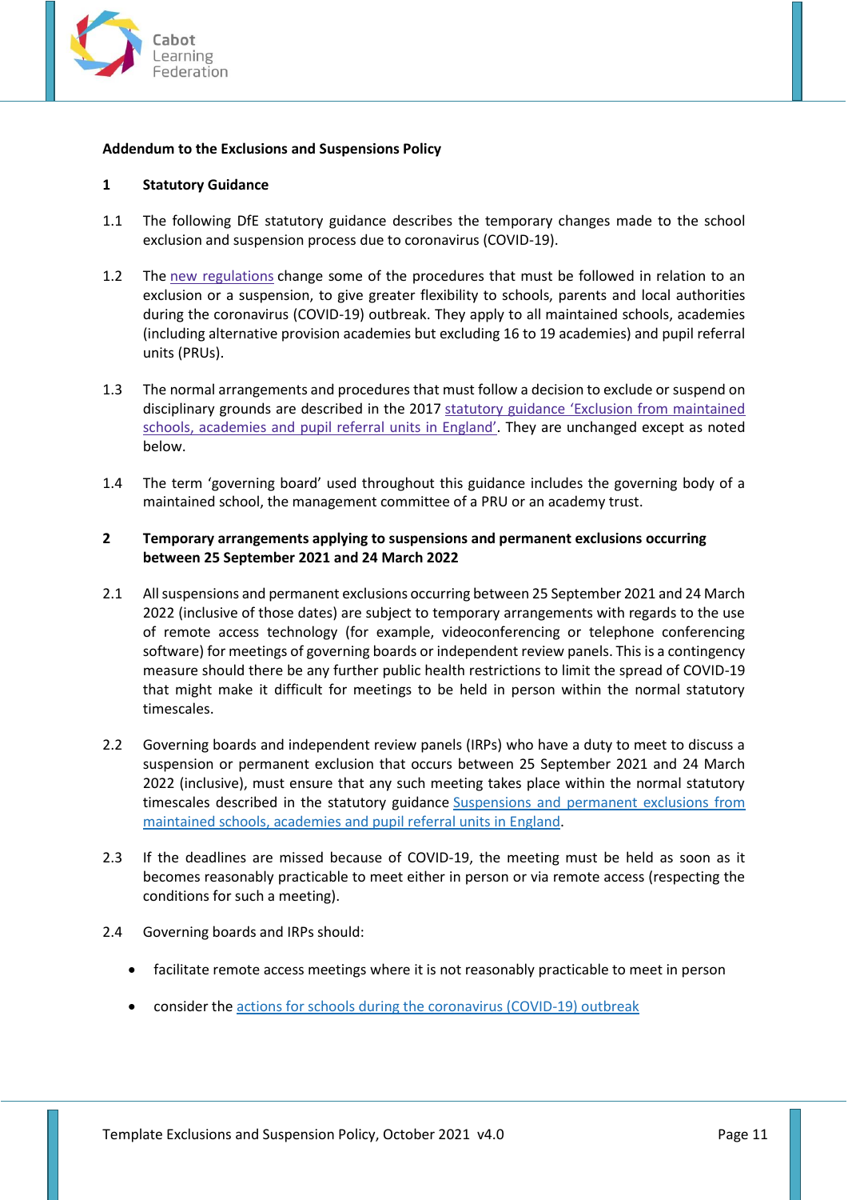**Addendum to the Exclusions and Suspensions Policy**

## 1 Statutory Guidance

1.1 The following DfE statutory guidance describes the temporary changes made to the school exclusion and suspension process due to coronavirus (COVID-19).

1.2 The new regulations change some of the procedures that must be followed in relation to an exclusion or a suspension, to give greater flexibility to schools, parents and local authorities during the coronavirus (COVID-19) outbreak. They apply to all maintained schools, academies (including alternative provision academies but excluding 16 to 19 academies) and pupil referral units (PRUs).

1.3 The normal arrangements and procedures that must follow a decision to exclude or suspend on disciplinary grounds are described in the 2017 statutory guidance 'Exclusion from maintained schools, academies and pupil referral units in England'. They are unchanged except as noted below.

1.4 The term 'governing board' used throughout this guidance includes the governing body of a maintained school, the management committee of a PRU or an academy trust.

## 2 Temporary arrangements applying to suspensions and permanent exclusions occurring between 25 September 2021 and 24 March 2022

2.1 All suspensions and permanent exclusions occurring between 25 September 2021 and 24 March 2022 (inclusive of those dates) are subject to temporary arrangements with regards to the use of remote access technology (for example, videoconferencing or telephone conferencing software) for meetings of governing boards or independent review panels. This is a contingency measure should there be any further public health restrictions to limit the spread of COVID-19 that might make it difficult for meetings to be held in person within the normal statutory timescales.

2.2 Governing boards and independent review panels (IRPs) who have a duty to meet to discuss a suspension or permanent exclusion that occurs between 25 September 2021 and 24 March 2022 (inclusive), must ensure that any such meeting takes place within the normal statutory timescales described in the statutory guidance Suspensions and permanent exclusions from maintained schools, academies and pupil referral units in England.

2.3 If the deadlines are missed because of COVID-19, the meeting must be held as soon as it becomes reasonably practicable to meet either in person or via remote access (respecting the conditions for such a meeting).

2.4 Governing boards and IRPs should:

- facilitate remote access meetings where it is not reasonably practicable to meet in person
- consider the actions for schools during the coronavirus (COVID-19) outbreak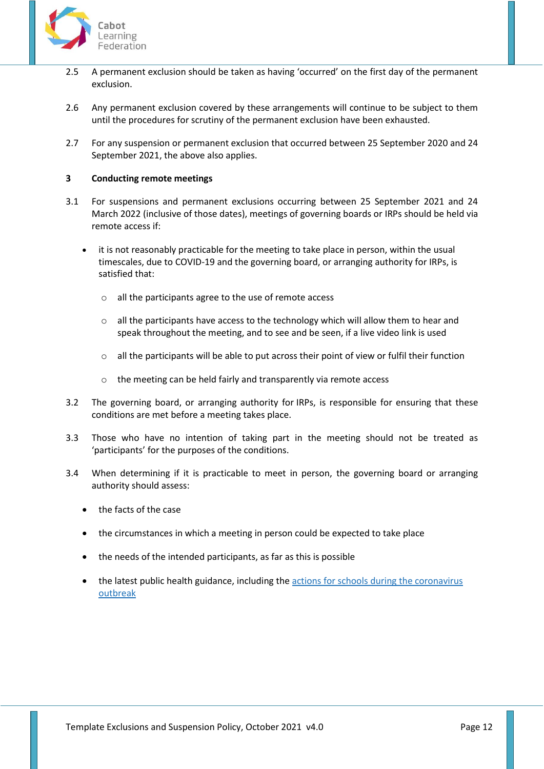2.5 A permanent exclusion should be taken as having 'occurred' on the first day of the permanent exclusion.

2.6 Any permanent exclusion covered by these arrangements will continue to be subject to them until the procedures for scrutiny of the permanent exclusion have been exhausted.

2.7 For any suspension or permanent exclusion that occurred between 25 September 2020 and 24 September 2021, the above also applies.

### 3 Conducting remote meetings

3.1 For suspensions and permanent exclusions occurring between 25 September 2021 and 24 March 2022 (inclusive of those dates), meetings of governing boards or IRPs should be held via remote access if:

- it is not reasonably practicable for the meeting to take place in person, within the usual timescales, due to COVID-19 and the governing board, or arranging authority for IRPs, is satisfied that:
  - all the participants agree to the use of remote access
  - all the participants have access to the technology which will allow them to hear and speak throughout the meeting, and to see and be seen, if a live video link is used
  - all the participants will be able to put across their point of view or fulfil their function
  - the meeting can be held fairly and transparently via remote access

3.2 The governing board, or arranging authority for IRPs, is responsible for ensuring that these conditions are met before a meeting takes place.

3.3 Those who have no intention of taking part in the meeting should not be treated as 'participants' for the purposes of the conditions.

3.4 When determining if it is practicable to meet in person, the governing board or arranging authority should assess:

- the facts of the case
- the circumstances in which a meeting in person could be expected to take place
- the needs of the intended participants, as far as this is possible
- the latest public health guidance, including the actions for schools during the coronavirus outbreak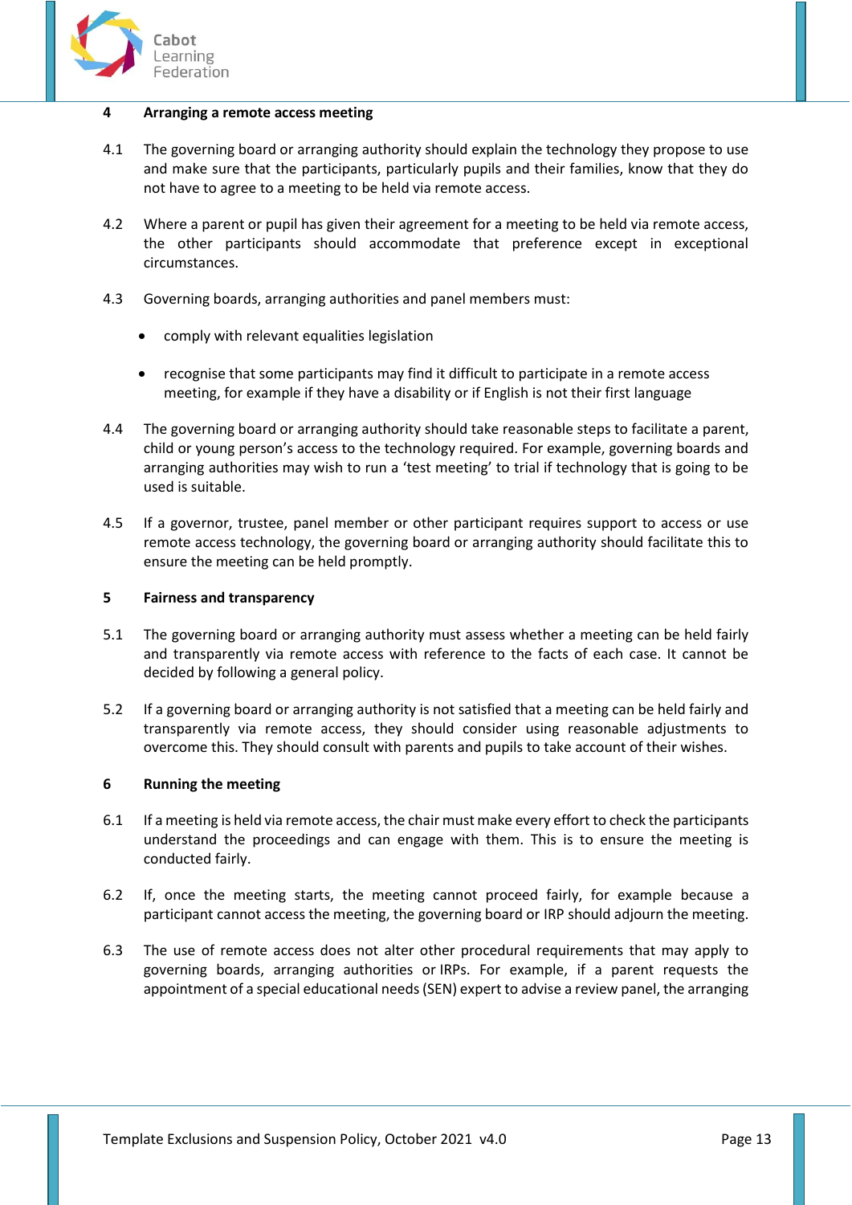## 4 Arranging a remote access meeting

4.1 The governing board or arranging authority should explain the technology they propose to use and make sure that the participants, particularly pupils and their families, know that they do not have to agree to a meeting to be held via remote access.

4.2 Where a parent or pupil has given their agreement for a meeting to be held via remote access, the other participants should accommodate that preference except in exceptional circumstances.

4.3 Governing boards, arranging authorities and panel members must:

- comply with relevant equalities legislation
- recognise that some participants may find it difficult to participate in a remote access meeting, for example if they have a disability or if English is not their first language

4.4 The governing board or arranging authority should take reasonable steps to facilitate a parent, child or young person's access to the technology required. For example, governing boards and arranging authorities may wish to run a 'test meeting' to trial if technology that is going to be used is suitable.

4.5 If a governor, trustee, panel member or other participant requires support to access or use remote access technology, the governing board or arranging authority should facilitate this to ensure the meeting can be held promptly.

## 5 Fairness and transparency

5.1 The governing board or arranging authority must assess whether a meeting can be held fairly and transparently via remote access with reference to the facts of each case. It cannot be decided by following a general policy.

5.2 If a governing board or arranging authority is not satisfied that a meeting can be held fairly and transparently via remote access, they should consider using reasonable adjustments to overcome this. They should consult with parents and pupils to take account of their wishes.

## 6 Running the meeting

6.1 If a meeting is held via remote access, the chair must make every effort to check the participants understand the proceedings and can engage with them. This is to ensure the meeting is conducted fairly.

6.2 If, once the meeting starts, the meeting cannot proceed fairly, for example because a participant cannot access the meeting, the governing board or IRP should adjourn the meeting.

6.3 The use of remote access does not alter other procedural requirements that may apply to governing boards, arranging authorities or IRPs. For example, if a parent requests the appointment of a special educational needs (SEN) expert to advise a review panel, the arranging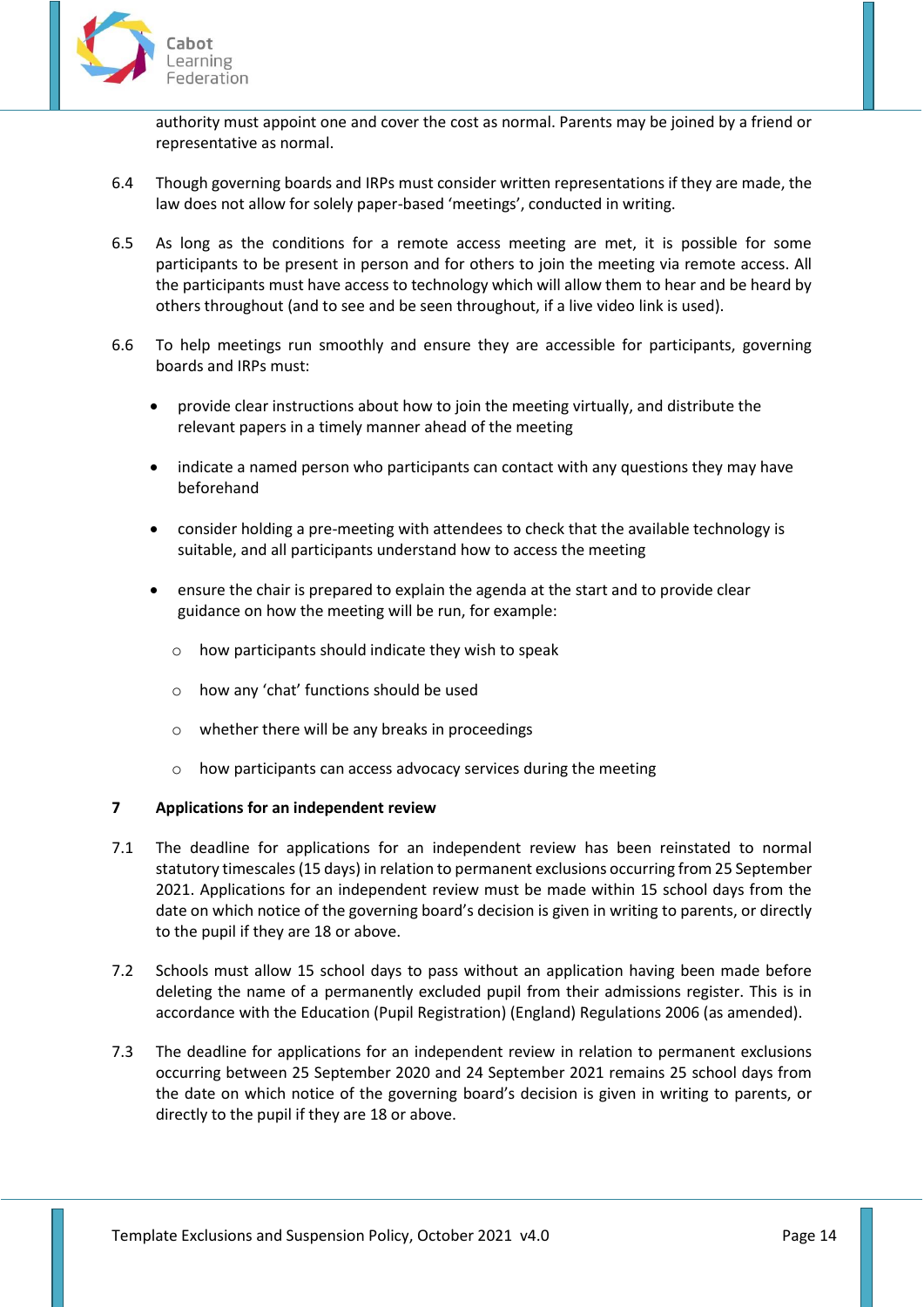authority must appoint one and cover the cost as normal. Parents may be joined by a friend or representative as normal.

6.4 Though governing boards and IRPs must consider written representations if they are made, the law does not allow for solely paper-based 'meetings', conducted in writing.

6.5 As long as the conditions for a remote access meeting are met, it is possible for some participants to be present in person and for others to join the meeting via remote access. All the participants must have access to technology which will allow them to hear and be heard by others throughout (and to see and be seen throughout, if a live video link is used).

6.6 To help meetings run smoothly and ensure they are accessible for participants, governing boards and IRPs must:

- provide clear instructions about how to join the meeting virtually, and distribute the relevant papers in a timely manner ahead of the meeting
- indicate a named person who participants can contact with any questions they may have beforehand
- consider holding a pre-meeting with attendees to check that the available technology is suitable, and all participants understand how to access the meeting
- ensure the chair is prepared to explain the agenda at the start and to provide clear guidance on how the meeting will be run, for example:
    - how participants should indicate they wish to speak
    - how any 'chat' functions should be used
    - whether there will be any breaks in proceedings
    - how participants can access advocacy services during the meeting

## 7 Applications for an independent review

7.1 The deadline for applications for an independent review has been reinstated to normal statutory timescales (15 days) in relation to permanent exclusions occurring from 25 September 2021. Applications for an independent review must be made within 15 school days from the date on which notice of the governing board's decision is given in writing to parents, or directly to the pupil if they are 18 or above.

7.2 Schools must allow 15 school days to pass without an application having been made before deleting the name of a permanently excluded pupil from their admissions register. This is in accordance with the Education (Pupil Registration) (England) Regulations 2006 (as amended).

7.3 The deadline for applications for an independent review in relation to permanent exclusions occurring between 25 September 2020 and 24 September 2021 remains 25 school days from the date on which notice of the governing board's decision is given in writing to parents, or directly to the pupil if they are 18 or above.